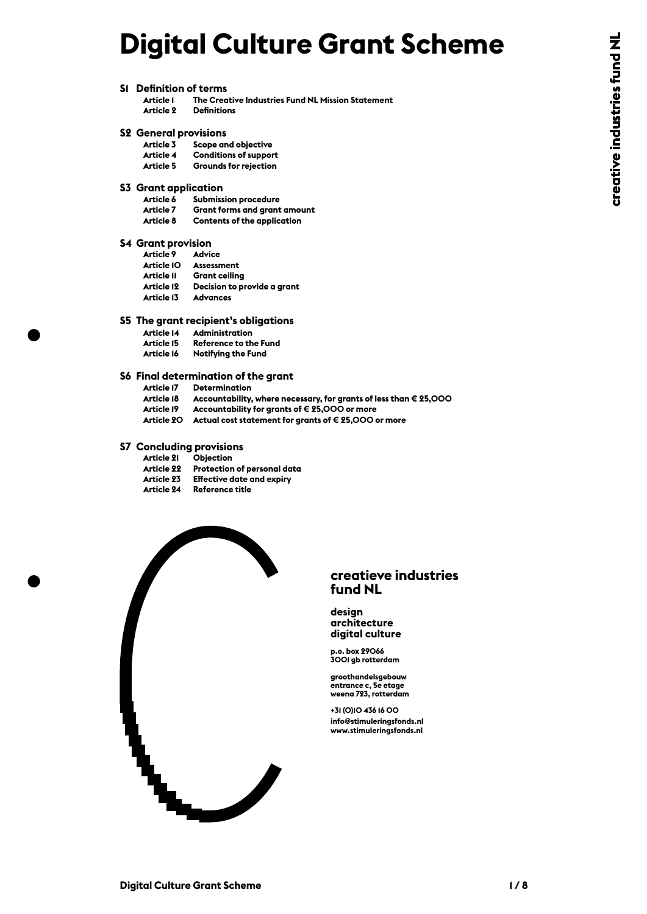# Digital Culture Grant Scheme

**S1 Definition of terms**

- **Article 1** The Creative Industries Fund NL Mission Statement
- **Article 2** Definitions

**S2 General provisions**

- **Article 3** Scope and objective
- **Article 4** Conditions of support
- **Article 5** Grounds for rejection

**S3 Grant application**

- **Article 6** Submission procedure
- **Article 7** Grant forms and grant amount
- **Article 8** Contents of the application

**S4 Grant provision**

- **Article 9** Advice
- **Article 10** Assessment
- **Article 11** Grant ceiling
- **Article 12** Decision to provide a grant
- **Article 13** Advances

**S5 The grant recipient's obligations**

- **Article 14** Administration
- **Article 15** Reference to the Fund
- **Article 16** Notifying the Fund

**S6 Final determination of the grant**

- **Article 17** Determination
- **Article 18** Accountability, where necessary, for grants of less than € 25,000
- **Article 19** Accountability for grants of € 25,000 or more
- **Article 20** Actual cost statement for grants of € 25,000 or more

**S7 Concluding provisions**

- **Article 21** Objection
- **Article 22** Protection of personal data
- **Article 23** Effective date and expiry
- **Article 24** Reference title

**creatieve industries fund NL**

**design**
**architecture**
**digital culture**

p.o. box 29066
3001 gb rotterdam

groothandelsgebouw
entrance c, 5e etage
weena 723, rotterdam

+31 (0)10 436 16 00
info@stimuleringsfonds.nl
www.stimuleringsfonds.nl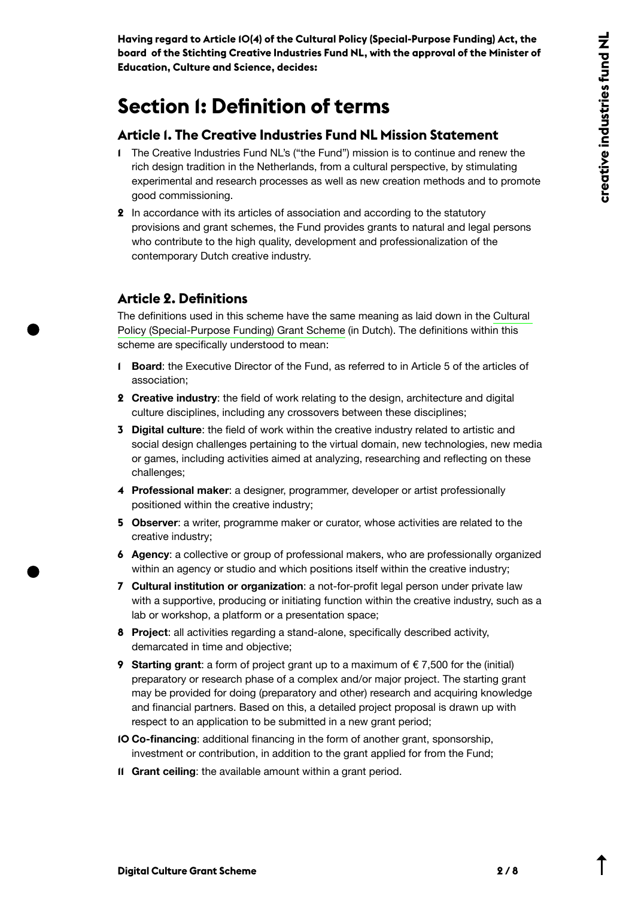**Having regard to Article 10(4) of the Cultural Policy (Special-Purpose Funding) Act, the board of the Stichting Creative Industries Fund NL, with the approval of the Minister of Education, Culture and Science, decides:**

# Section 1: Definition of terms

## Article 1. The Creative Industries Fund NL Mission Statement

1. The Creative Industries Fund NL's ("the Fund") mission is to continue and renew the rich design tradition in the Netherlands, from a cultural perspective, by stimulating experimental and research processes as well as new creation methods and to promote good commissioning.
2. In accordance with its articles of association and according to the statutory provisions and grant schemes, the Fund provides grants to natural and legal persons who contribute to the high quality, development and professionalization of the contemporary Dutch creative industry.

## Article 2. Definitions

The definitions used in this scheme have the same meaning as laid down in the Cultural Policy (Special-Purpose Funding) Grant Scheme (in Dutch). The definitions within this scheme are specifically understood to mean:

1. **Board**: the Executive Director of the Fund, as referred to in Article 5 of the articles of association;
2. **Creative industry**: the field of work relating to the design, architecture and digital culture disciplines, including any crossovers between these disciplines;
3. **Digital culture**: the field of work within the creative industry related to artistic and social design challenges pertaining to the virtual domain, new technologies, new media or games, including activities aimed at analyzing, researching and reflecting on these challenges;
4. **Professional maker**: a designer, programmer, developer or artist professionally positioned within the creative industry;
5. **Observer**: a writer, programme maker or curator, whose activities are related to the creative industry;
6. **Agency**: a collective or group of professional makers, who are professionally organized within an agency or studio and which positions itself within the creative industry;
7. **Cultural institution or organization**: a not-for-profit legal person under private law with a supportive, producing or initiating function within the creative industry, such as a lab or workshop, a platform or a presentation space;
8. **Project**: all activities regarding a stand-alone, specifically described activity, demarcated in time and objective;
9. **Starting grant**: a form of project grant up to a maximum of € 7,500 for the (initial) preparatory or research phase of a complex and/or major project. The starting grant may be provided for doing (preparatory and other) research and acquiring knowledge and financial partners. Based on this, a detailed project proposal is drawn up with respect to an application to be submitted in a new grant period;
10. **Co-financing**: additional financing in the form of another grant, sponsorship, investment or contribution, in addition to the grant applied for from the Fund;
11. **Grant ceiling**: the available amount within a grant period.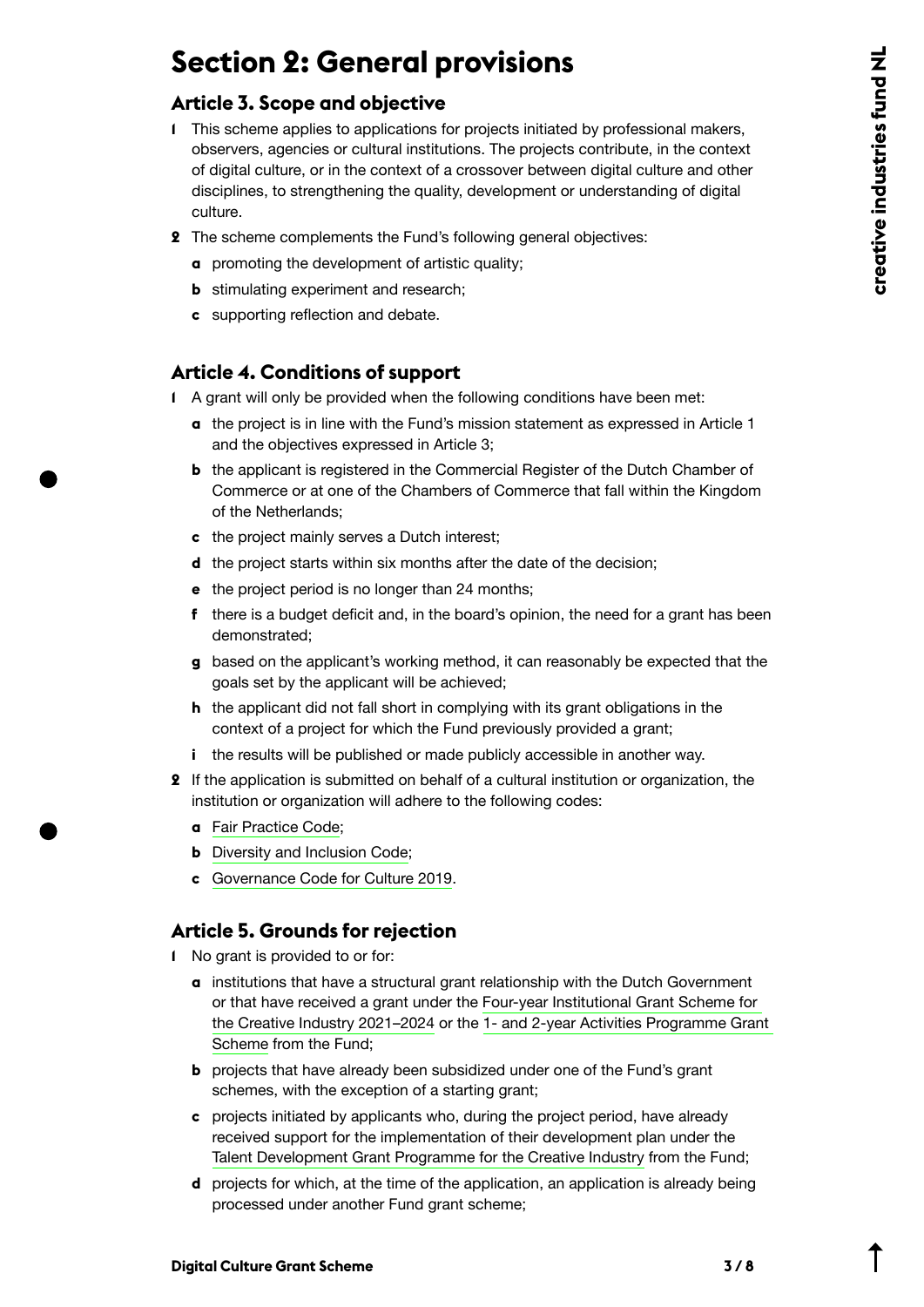# Section 2: General provisions

## Article 3. Scope and objective

1. This scheme applies to applications for projects initiated by professional makers, observers, agencies or cultural institutions. The projects contribute, in the context of digital culture, or in the context of a crossover between digital culture and other disciplines, to strengthening the quality, development or understanding of digital culture.
2. The scheme complements the Fund's following general objectives:
   - **a** promoting the development of artistic quality;
   - **b** stimulating experiment and research;
   - **c** supporting reflection and debate.

## Article 4. Conditions of support

1. A grant will only be provided when the following conditions have been met:
   - **a** the project is in line with the Fund's mission statement as expressed in Article 1 and the objectives expressed in Article 3;
   - **b** the applicant is registered in the Commercial Register of the Dutch Chamber of Commerce or at one of the Chambers of Commerce that fall within the Kingdom of the Netherlands;
   - **c** the project mainly serves a Dutch interest;
   - **d** the project starts within six months after the date of the decision;
   - **e** the project period is no longer than 24 months;
   - **f** there is a budget deficit and, in the board's opinion, the need for a grant has been demonstrated;
   - **g** based on the applicant's working method, it can reasonably be expected that the goals set by the applicant will be achieved;
   - **h** the applicant did not fall short in complying with its grant obligations in the context of a project for which the Fund previously provided a grant;
   - **i** the results will be published or made publicly accessible in another way.
2. If the application is submitted on behalf of a cultural institution or organization, the institution or organization will adhere to the following codes:
   - **a** Fair Practice Code;
   - **b** Diversity and Inclusion Code;
   - **c** Governance Code for Culture 2019.

## Article 5. Grounds for rejection

1. No grant is provided to or for:
   - **a** institutions that have a structural grant relationship with the Dutch Government or that have received a grant under the Four-year Institutional Grant Scheme for the Creative Industry 2021–2024 or the 1- and 2-year Activities Programme Grant Scheme from the Fund;
   - **b** projects that have already been subsidized under one of the Fund's grant schemes, with the exception of a starting grant;
   - **c** projects initiated by applicants who, during the project period, have already received support for the implementation of their development plan under the Talent Development Grant Programme for the Creative Industry from the Fund;
   - **d** projects for which, at the time of the application, an application is already being processed under another Fund grant scheme;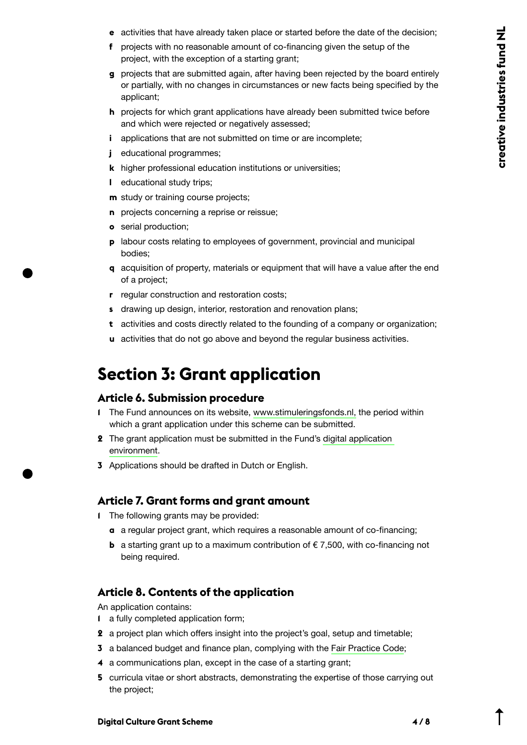- **e** activities that have already taken place or started before the date of the decision;
- **f** projects with no reasonable amount of co-financing given the setup of the project, with the exception of a starting grant;
- **g** projects that are submitted again, after having been rejected by the board entirely or partially, with no changes in circumstances or new facts being specified by the applicant;
- **h** projects for which grant applications have already been submitted twice before and which were rejected or negatively assessed;
- **i** applications that are not submitted on time or are incomplete;
- **j** educational programmes;
- **k** higher professional education institutions or universities;
- **l** educational study trips;
- **m** study or training course projects;
- **n** projects concerning a reprise or reissue;
- **o** serial production;
- **p** labour costs relating to employees of government, provincial and municipal bodies;
- **q** acquisition of property, materials or equipment that will have a value after the end of a project;
- **r** regular construction and restoration costs;
- **s** drawing up design, interior, restoration and renovation plans;
- **t** activities and costs directly related to the founding of a company or organization;
- **u** activities that do not go above and beyond the regular business activities.

# Section 3: Grant application

## Article 6. Submission procedure

1. The Fund announces on its website, www.stimuleringsfonds.nl, the period within which a grant application under this scheme can be submitted.
2. The grant application must be submitted in the Fund's digital application environment.
3. Applications should be drafted in Dutch or English.

## Article 7. Grant forms and grant amount

1. The following grants may be provided:
   - **a** a regular project grant, which requires a reasonable amount of co-financing;
   - **b** a starting grant up to a maximum contribution of € 7,500, with co-financing not being required.

## Article 8. Contents of the application

An application contains:

1. a fully completed application form;
2. a project plan which offers insight into the project's goal, setup and timetable;
3. a balanced budget and finance plan, complying with the Fair Practice Code;
4. a communications plan, except in the case of a starting grant;
5. curricula vitae or short abstracts, demonstrating the expertise of those carrying out the project;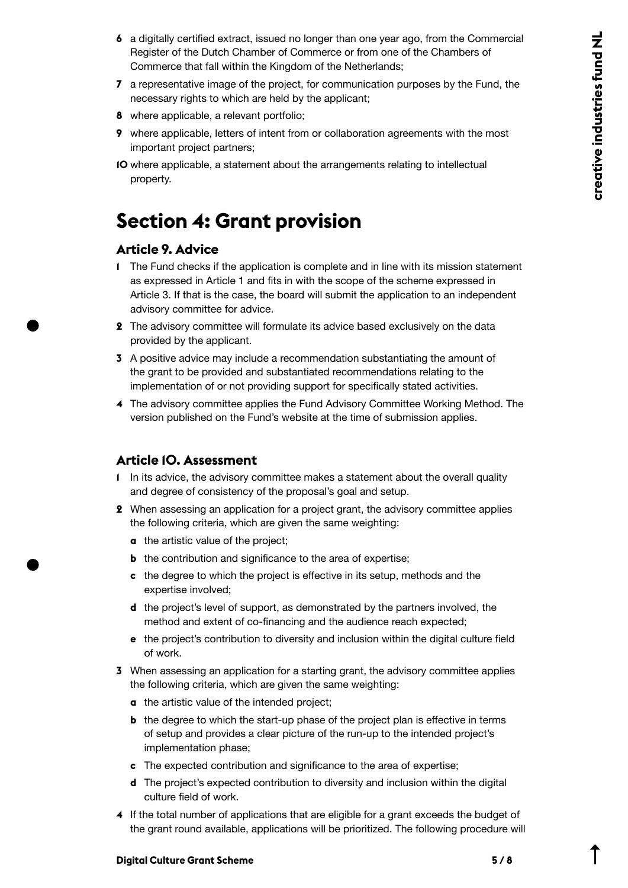6. a digitally certified extract, issued no longer than one year ago, from the Commercial Register of the Dutch Chamber of Commerce or from one of the Chambers of Commerce that fall within the Kingdom of the Netherlands;
7. a representative image of the project, for communication purposes by the Fund, the necessary rights to which are held by the applicant;
8. where applicable, a relevant portfolio;
9. where applicable, letters of intent from or collaboration agreements with the most important project partners;
10. where applicable, a statement about the arrangements relating to intellectual property.

# Section 4: Grant provision

## Article 9. Advice

1. The Fund checks if the application is complete and in line with its mission statement as expressed in Article 1 and fits in with the scope of the scheme expressed in Article 3. If that is the case, the board will submit the application to an independent advisory committee for advice.
2. The advisory committee will formulate its advice based exclusively on the data provided by the applicant.
3. A positive advice may include a recommendation substantiating the amount of the grant to be provided and substantiated recommendations relating to the implementation of or not providing support for specifically stated activities.
4. The advisory committee applies the Fund Advisory Committee Working Method. The version published on the Fund's website at the time of submission applies.

## Article 10. Assessment

1. In its advice, the advisory committee makes a statement about the overall quality and degree of consistency of the proposal's goal and setup.
2. When assessing an application for a project grant, the advisory committee applies the following criteria, which are given the same weighting:
   - **a** the artistic value of the project;
   - **b** the contribution and significance to the area of expertise;
   - **c** the degree to which the project is effective in its setup, methods and the expertise involved;
   - **d** the project's level of support, as demonstrated by the partners involved, the method and extent of co-financing and the audience reach expected;
   - **e** the project's contribution to diversity and inclusion within the digital culture field of work.
3. When assessing an application for a starting grant, the advisory committee applies the following criteria, which are given the same weighting:
   - **a** the artistic value of the intended project;
   - **b** the degree to which the start-up phase of the project plan is effective in terms of setup and provides a clear picture of the run-up to the intended project's implementation phase;
   - **c** The expected contribution and significance to the area of expertise;
   - **d** The project's expected contribution to diversity and inclusion within the digital culture field of work.
4. If the total number of applications that are eligible for a grant exceeds the budget of the grant round available, applications will be prioritized. The following procedure will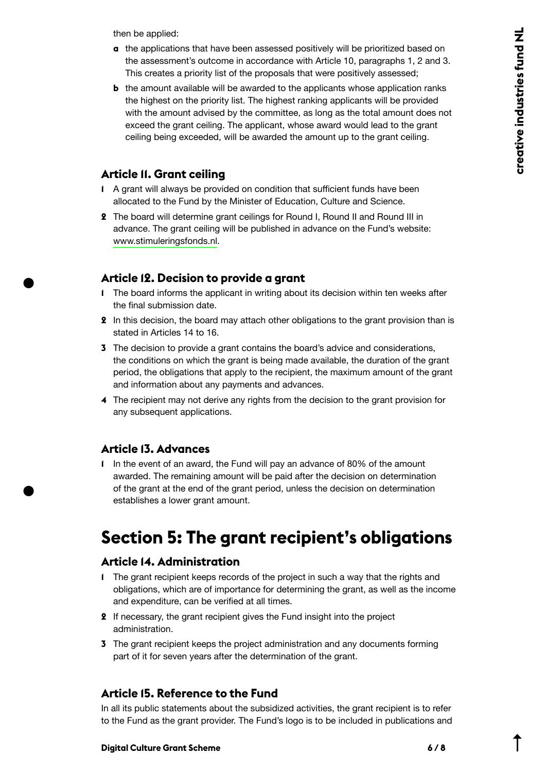then be applied:

- **a** the applications that have been assessed positively will be prioritized based on the assessment's outcome in accordance with Article 10, paragraphs 1, 2 and 3. This creates a priority list of the proposals that were positively assessed;
- **b** the amount available will be awarded to the applicants whose application ranks the highest on the priority list. The highest ranking applicants will be provided with the amount advised by the committee, as long as the total amount does not exceed the grant ceiling. The applicant, whose award would lead to the grant ceiling being exceeded, will be awarded the amount up to the grant ceiling.

### Article 11. Grant ceiling

1. A grant will always be provided on condition that sufficient funds have been allocated to the Fund by the Minister of Education, Culture and Science.
2. The board will determine grant ceilings for Round I, Round II and Round III in advance. The grant ceiling will be published in advance on the Fund's website: www.stimuleringsfonds.nl.

### Article 12. Decision to provide a grant

1. The board informs the applicant in writing about its decision within ten weeks after the final submission date.
2. In this decision, the board may attach other obligations to the grant provision than is stated in Articles 14 to 16.
3. The decision to provide a grant contains the board's advice and considerations, the conditions on which the grant is being made available, the duration of the grant period, the obligations that apply to the recipient, the maximum amount of the grant and information about any payments and advances.
4. The recipient may not derive any rights from the decision to the grant provision for any subsequent applications.

### Article 13. Advances

1. In the event of an award, the Fund will pay an advance of 80% of the amount awarded. The remaining amount will be paid after the decision on determination of the grant at the end of the grant period, unless the decision on determination establishes a lower grant amount.

## Section 5: The grant recipient's obligations

### Article 14. Administration

1. The grant recipient keeps records of the project in such a way that the rights and obligations, which are of importance for determining the grant, as well as the income and expenditure, can be verified at all times.
2. If necessary, the grant recipient gives the Fund insight into the project administration.
3. The grant recipient keeps the project administration and any documents forming part of it for seven years after the determination of the grant.

### Article 15. Reference to the Fund

In all its public statements about the subsidized activities, the grant recipient is to refer to the Fund as the grant provider. The Fund's logo is to be included in publications and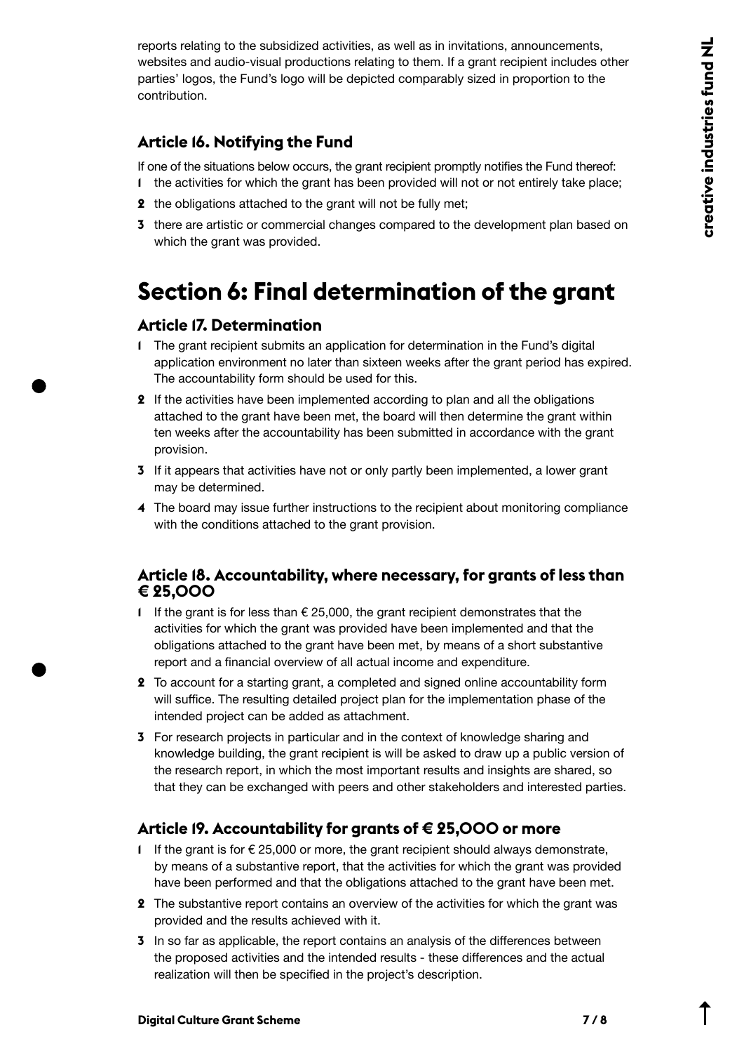reports relating to the subsidized activities, as well as in invitations, announcements, websites and audio-visual productions relating to them. If a grant recipient includes other parties' logos, the Fund's logo will be depicted comparably sized in proportion to the contribution.

### Article 16. Notifying the Fund

If one of the situations below occurs, the grant recipient promptly notifies the Fund thereof:

1. the activities for which the grant has been provided will not or not entirely take place;
2. the obligations attached to the grant will not be fully met;
3. there are artistic or commercial changes compared to the development plan based on which the grant was provided.

## Section 6: Final determination of the grant

### Article 17. Determination

1. The grant recipient submits an application for determination in the Fund's digital application environment no later than sixteen weeks after the grant period has expired. The accountability form should be used for this.
2. If the activities have been implemented according to plan and all the obligations attached to the grant have been met, the board will then determine the grant within ten weeks after the accountability has been submitted in accordance with the grant provision.
3. If it appears that activities have not or only partly been implemented, a lower grant may be determined.
4. The board may issue further instructions to the recipient about monitoring compliance with the conditions attached to the grant provision.

### Article 18. Accountability, where necessary, for grants of less than € 25,000

1. If the grant is for less than € 25,000, the grant recipient demonstrates that the activities for which the grant was provided have been implemented and that the obligations attached to the grant have been met, by means of a short substantive report and a financial overview of all actual income and expenditure.
2. To account for a starting grant, a completed and signed online accountability form will suffice. The resulting detailed project plan for the implementation phase of the intended project can be added as attachment.
3. For research projects in particular and in the context of knowledge sharing and knowledge building, the grant recipient is will be asked to draw up a public version of the research report, in which the most important results and insights are shared, so that they can be exchanged with peers and other stakeholders and interested parties.

### Article 19. Accountability for grants of € 25,000 or more

1. If the grant is for € 25,000 or more, the grant recipient should always demonstrate, by means of a substantive report, that the activities for which the grant was provided have been performed and that the obligations attached to the grant have been met.
2. The substantive report contains an overview of the activities for which the grant was provided and the results achieved with it.
3. In so far as applicable, the report contains an analysis of the differences between the proposed activities and the intended results - these differences and the actual realization will then be specified in the project's description.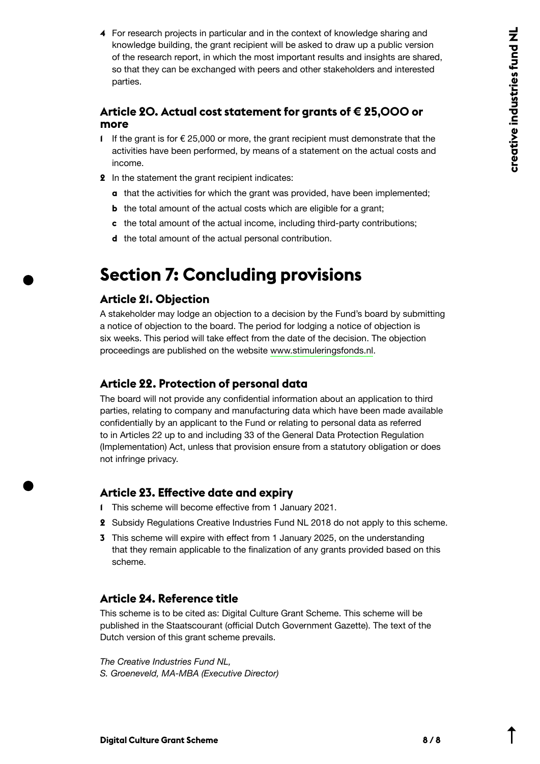4. For research projects in particular and in the context of knowledge sharing and knowledge building, the grant recipient will be asked to draw up a public version of the research report, in which the most important results and insights are shared, so that they can be exchanged with peers and other stakeholders and interested parties.

### Article 20. Actual cost statement for grants of € 25,000 or more

1. If the grant is for € 25,000 or more, the grant recipient must demonstrate that the activities have been performed, by means of a statement on the actual costs and income.
2. In the statement the grant recipient indicates:
   - **a** that the activities for which the grant was provided, have been implemented;
   - **b** the total amount of the actual costs which are eligible for a grant;
   - **c** the total amount of the actual income, including third-party contributions;
   - **d** the total amount of the actual personal contribution.

## Section 7: Concluding provisions

### Article 21. Objection

A stakeholder may lodge an objection to a decision by the Fund's board by submitting a notice of objection to the board. The period for lodging a notice of objection is six weeks. This period will take effect from the date of the decision. The objection proceedings are published on the website www.stimuleringsfonds.nl.

### Article 22. Protection of personal data

The board will not provide any confidential information about an application to third parties, relating to company and manufacturing data which have been made available confidentially by an applicant to the Fund or relating to personal data as referred to in Articles 22 up to and including 33 of the General Data Protection Regulation (Implementation) Act, unless that provision ensure from a statutory obligation or does not infringe privacy.

### Article 23. Effective date and expiry

1. This scheme will become effective from 1 January 2021.
2. Subsidy Regulations Creative Industries Fund NL 2018 do not apply to this scheme.
3. This scheme will expire with effect from 1 January 2025, on the understanding that they remain applicable to the finalization of any grants provided based on this scheme.

### Article 24. Reference title

This scheme is to be cited as: Digital Culture Grant Scheme. This scheme will be published in the Staatscourant (official Dutch Government Gazette). The text of the Dutch version of this grant scheme prevails.

*The Creative Industries Fund NL,*
*S. Groeneveld, MA-MBA (Executive Director)*